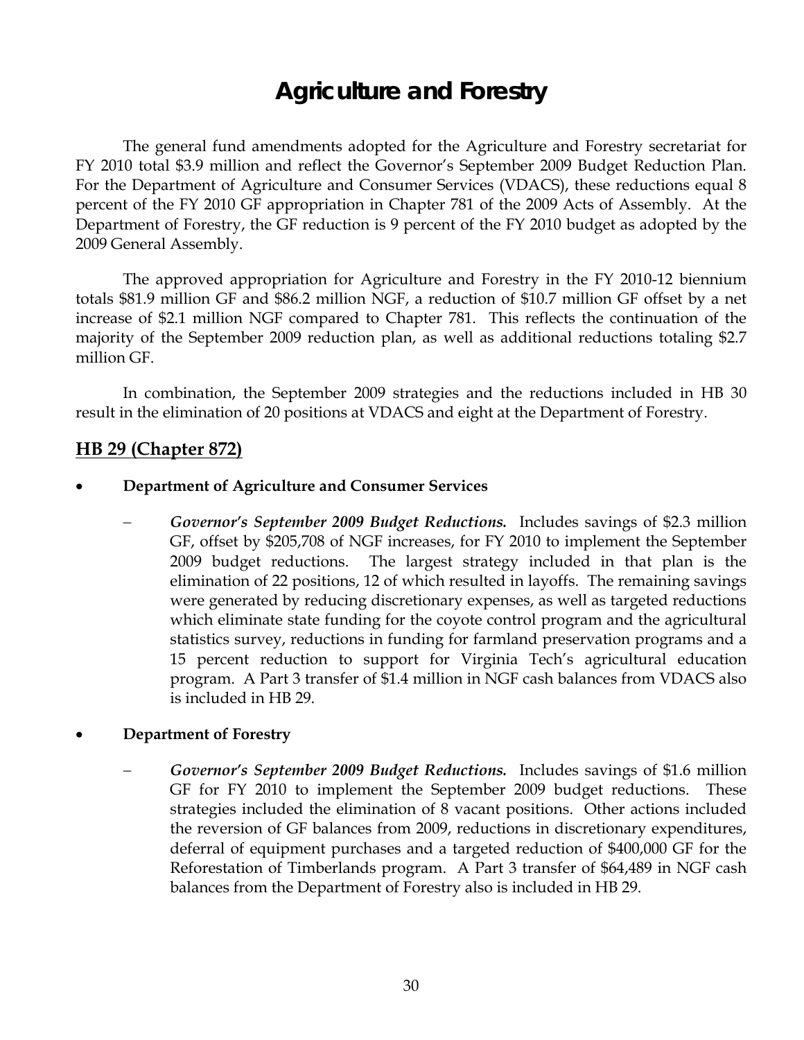# Agriculture and Forestry

The general fund amendments adopted for the Agriculture and Forestry secretariat for FY 2010 total $3.9 million and reflect the Governor's September 2009 Budget Reduction Plan. For the Department of Agriculture and Consumer Services (VDACS), these reductions equal 8 percent of the FY 2010 GF appropriation in Chapter 781 of the 2009 Acts of Assembly. At the Department of Forestry, the GF reduction is 9 percent of the FY 2010 budget as adopted by the 2009 General Assembly.

The approved appropriation for Agriculture and Forestry in the FY 2010-12 biennium totals $81.9 million GF and $86.2 million NGF, a reduction of $10.7 million GF offset by a net increase of $2.1 million NGF compared to Chapter 781. This reflects the continuation of the majority of the September 2009 reduction plan, as well as additional reductions totaling $2.7 million GF.

In combination, the September 2009 strategies and the reductions included in HB 30 result in the elimination of 20 positions at VDACS and eight at the Department of Forestry.

## HB 29 (Chapter 872)

- **Department of Agriculture and Consumer Services**
  - ***Governor's September 2009 Budget Reductions.*** Includes savings of $2.3 million GF, offset by $205,708 of NGF increases, for FY 2010 to implement the September 2009 budget reductions. The largest strategy included in that plan is the elimination of 22 positions, 12 of which resulted in layoffs. The remaining savings were generated by reducing discretionary expenses, as well as targeted reductions which eliminate state funding for the coyote control program and the agricultural statistics survey, reductions in funding for farmland preservation programs and a 15 percent reduction to support for Virginia Tech's agricultural education program. A Part 3 transfer of $1.4 million in NGF cash balances from VDACS also is included in HB 29.

- **Department of Forestry**
  - ***Governor's September 2009 Budget Reductions.*** Includes savings of $1.6 million GF for FY 2010 to implement the September 2009 budget reductions. These strategies included the elimination of 8 vacant positions. Other actions included the reversion of GF balances from 2009, reductions in discretionary expenditures, deferral of equipment purchases and a targeted reduction of $400,000 GF for the Reforestation of Timberlands program. A Part 3 transfer of $64,489 in NGF cash balances from the Department of Forestry also is included in HB 29.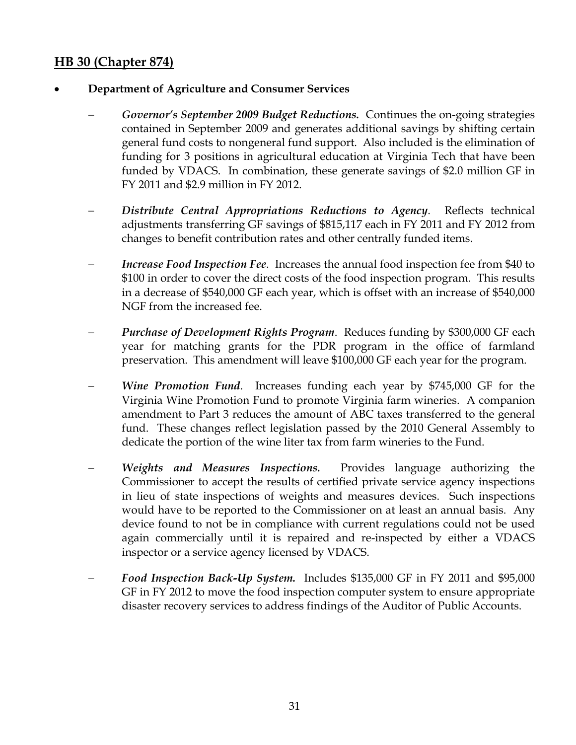## HB 30 (Chapter 874)

- **Department of Agriculture and Consumer Services**

  - ***Governor's September 2009 Budget Reductions.*** Continues the on-going strategies contained in September 2009 and generates additional savings by shifting certain general fund costs to nongeneral fund support. Also included is the elimination of funding for 3 positions in agricultural education at Virginia Tech that have been funded by VDACS. In combination, these generate savings of $2.0 million GF in FY 2011 and $2.9 million in FY 2012.

  - ***Distribute Central Appropriations Reductions to Agency***. Reflects technical adjustments transferring GF savings of $815,117 each in FY 2011 and FY 2012 from changes to benefit contribution rates and other centrally funded items.

  - ***Increase Food Inspection Fee***. Increases the annual food inspection fee from $40 to $100 in order to cover the direct costs of the food inspection program. This results in a decrease of $540,000 GF each year, which is offset with an increase of $540,000 NGF from the increased fee.

  - ***Purchase of Development Rights Program***. Reduces funding by $300,000 GF each year for matching grants for the PDR program in the office of farmland preservation. This amendment will leave $100,000 GF each year for the program.

  - ***Wine Promotion Fund***. Increases funding each year by $745,000 GF for the Virginia Wine Promotion Fund to promote Virginia farm wineries. A companion amendment to Part 3 reduces the amount of ABC taxes transferred to the general fund. These changes reflect legislation passed by the 2010 General Assembly to dedicate the portion of the wine liter tax from farm wineries to the Fund.

  - ***Weights and Measures Inspections.*** Provides language authorizing the Commissioner to accept the results of certified private service agency inspections in lieu of state inspections of weights and measures devices. Such inspections would have to be reported to the Commissioner on at least an annual basis. Any device found to not be in compliance with current regulations could not be used again commercially until it is repaired and re-inspected by either a VDACS inspector or a service agency licensed by VDACS.

  - ***Food Inspection Back-Up System.*** Includes $135,000 GF in FY 2011 and $95,000 GF in FY 2012 to move the food inspection computer system to ensure appropriate disaster recovery services to address findings of the Auditor of Public Accounts.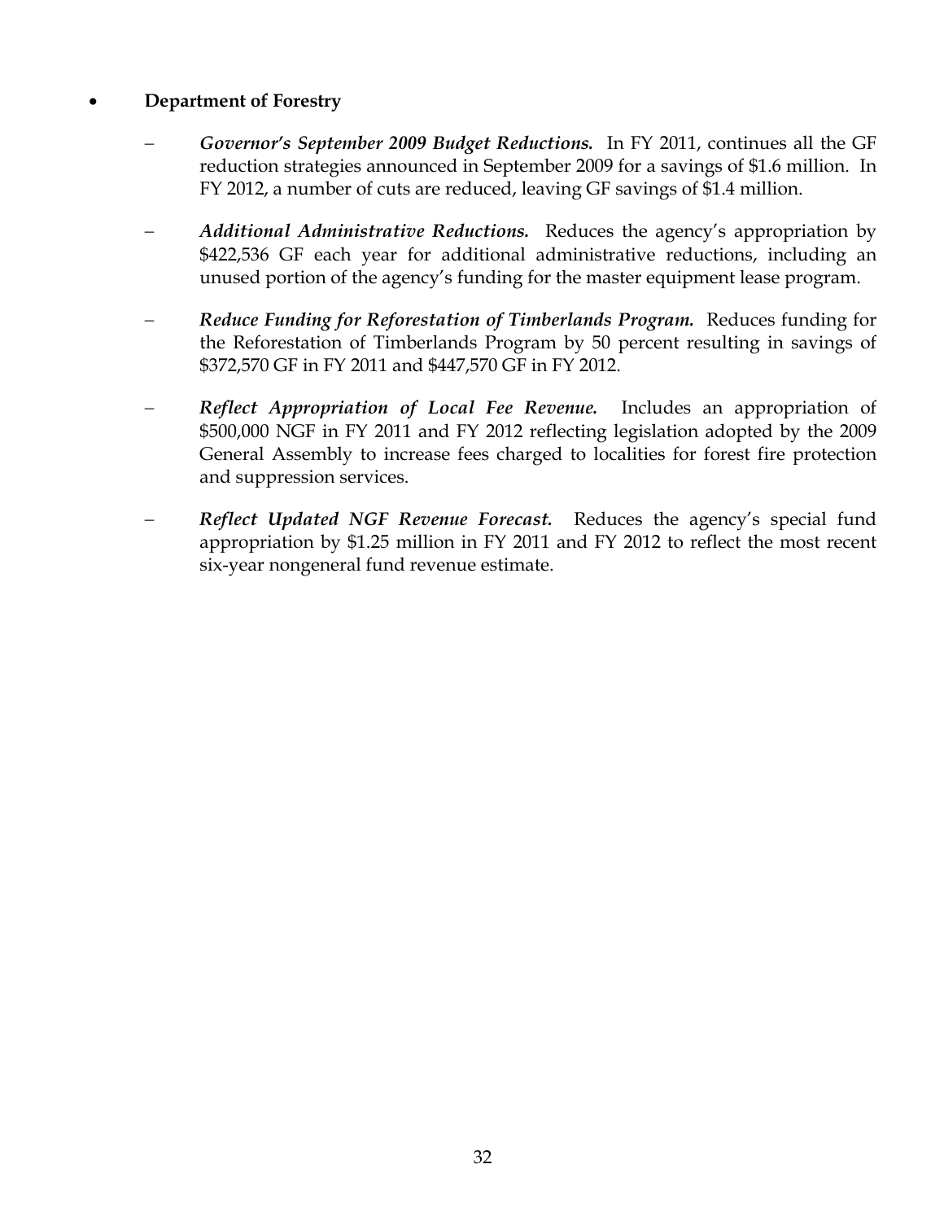- **Department of Forestry**

  - ***Governor's September 2009 Budget Reductions.*** In FY 2011, continues all the GF reduction strategies announced in September 2009 for a savings of $1.6 million. In FY 2012, a number of cuts are reduced, leaving GF savings of $1.4 million.

  - ***Additional Administrative Reductions.*** Reduces the agency's appropriation by $422,536 GF each year for additional administrative reductions, including an unused portion of the agency's funding for the master equipment lease program.

  - ***Reduce Funding for Reforestation of Timberlands Program.*** Reduces funding for the Reforestation of Timberlands Program by 50 percent resulting in savings of $372,570 GF in FY 2011 and $447,570 GF in FY 2012.

  - ***Reflect Appropriation of Local Fee Revenue.*** Includes an appropriation of $500,000 NGF in FY 2011 and FY 2012 reflecting legislation adopted by the 2009 General Assembly to increase fees charged to localities for forest fire protection and suppression services.

  - ***Reflect Updated NGF Revenue Forecast.*** Reduces the agency's special fund appropriation by $1.25 million in FY 2011 and FY 2012 to reflect the most recent six-year nongeneral fund revenue estimate.